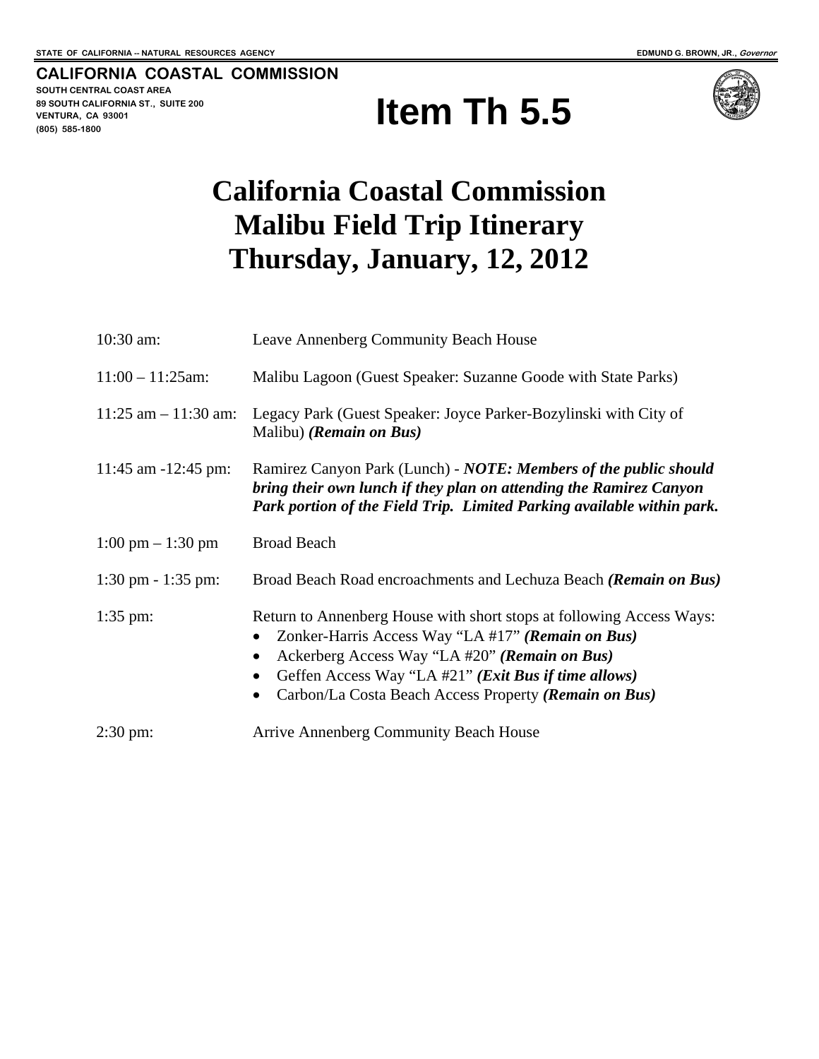STATE OF CALIFORNIA -- NATURAL RESOURCES AGENCY

EDMUND G. BROWN, JR., *Governor*

**CALIFORNIA COASTAL COMMISSION**
SOUTH CENTRAL COAST AREA
89 SOUTH CALIFORNIA ST., SUITE 200
VENTURA, CA 93001
(805) 585-1800

# Item Th 5.5

# California Coastal Commission
# Malibu Field Trip Itinerary
# Thursday, January, 12, 2012

| | |
|---|---|
| 10:30 am: | Leave Annenberg Community Beach House |
| 11:00 – 11:25am: | Malibu Lagoon (Guest Speaker: Suzanne Goode with State Parks) |
| 11:25 am – 11:30 am: | Legacy Park (Guest Speaker: Joyce Parker-Bozylinski with City of Malibu) ***(Remain on Bus)*** |
| 11:45 am -12:45 pm: | Ramirez Canyon Park (Lunch) - ***NOTE: Members of the public should bring their own lunch if they plan on attending the Ramirez Canyon Park portion of the Field Trip. Limited Parking available within park.*** |
| 1:00 pm – 1:30 pm | Broad Beach |
| 1:30 pm - 1:35 pm: | Broad Beach Road encroachments and Lechuza Beach ***(Remain on Bus)*** |
| 1:35 pm: | Return to Annenberg House with short stops at following Access Ways:<br>• Zonker-Harris Access Way "LA #17" ***(Remain on Bus)***<br>• Ackerberg Access Way "LA #20" ***(Remain on Bus)***<br>• Geffen Access Way "LA #21" ***(Exit Bus if time allows)***<br>• Carbon/La Costa Beach Access Property ***(Remain on Bus)*** |
| 2:30 pm: | Arrive Annenberg Community Beach House |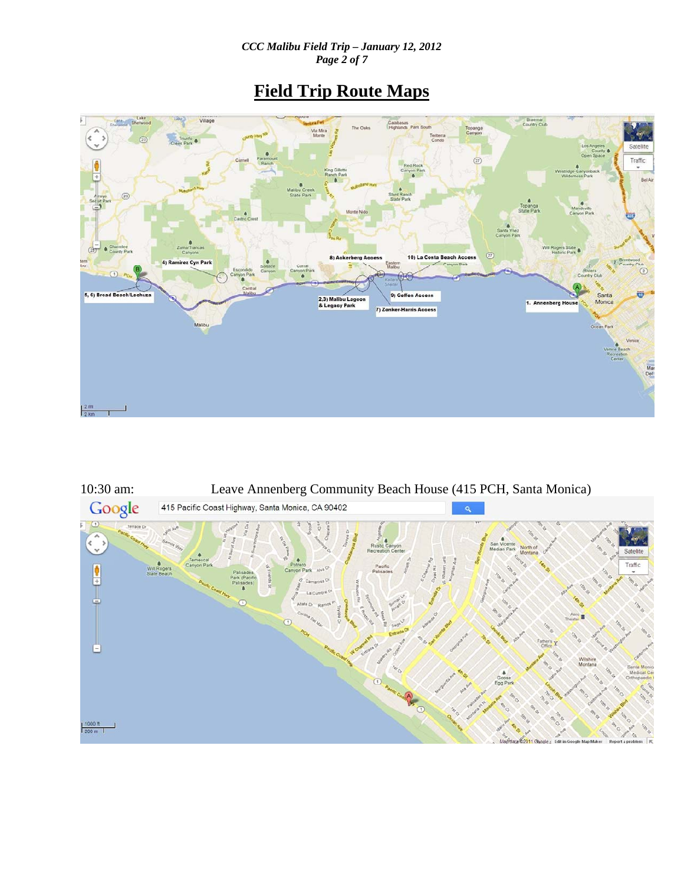# Field Trip Route Maps

10:30 am: Leave Annenberg Community Beach House (415 PCH, Santa Monica)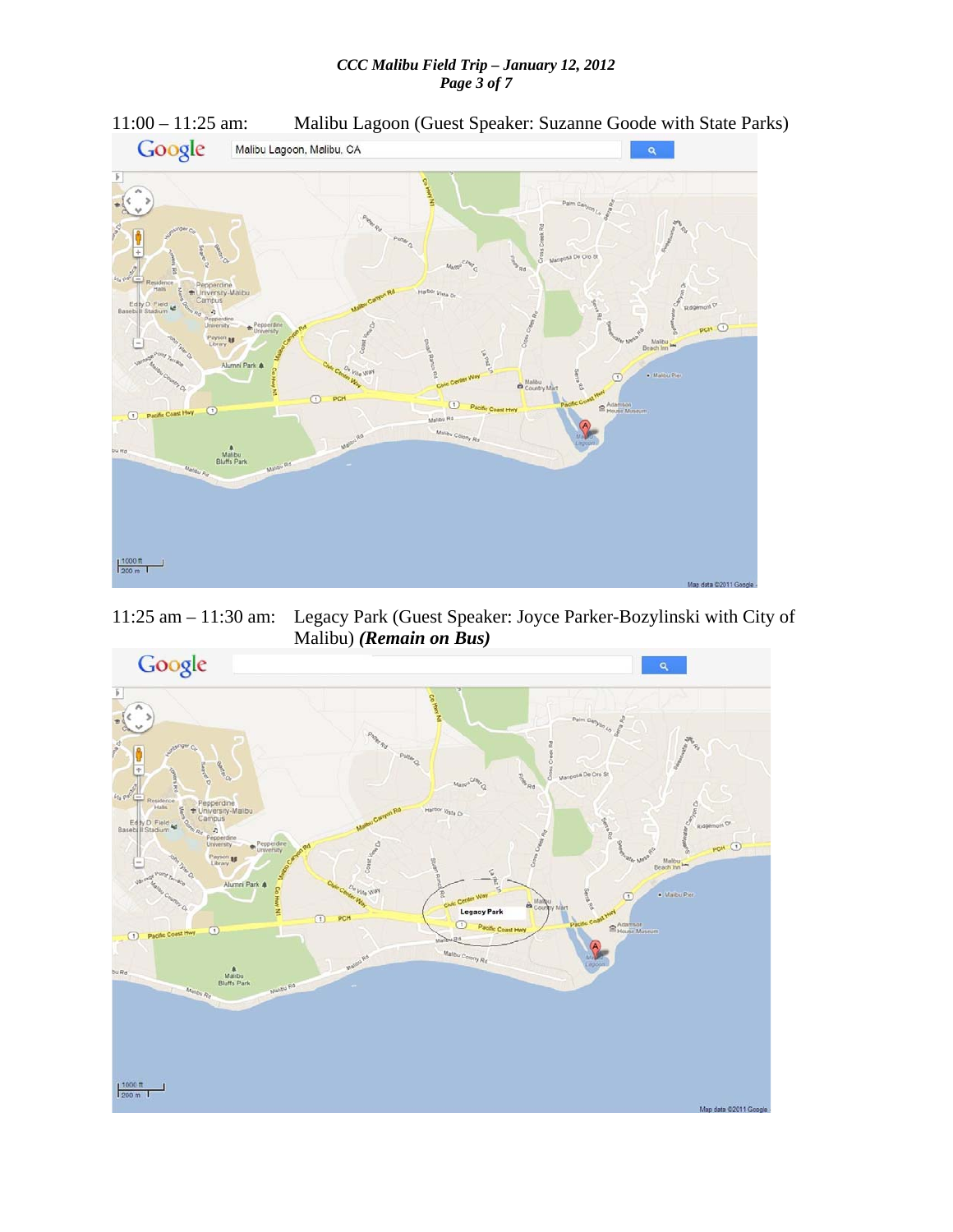11:00 – 11:25 am: Malibu Lagoon (Guest Speaker: Suzanne Goode with State Parks)

11:25 am – 11:30 am: Legacy Park (Guest Speaker: Joyce Parker-Bozylinski with City of Malibu) ***(Remain on Bus)***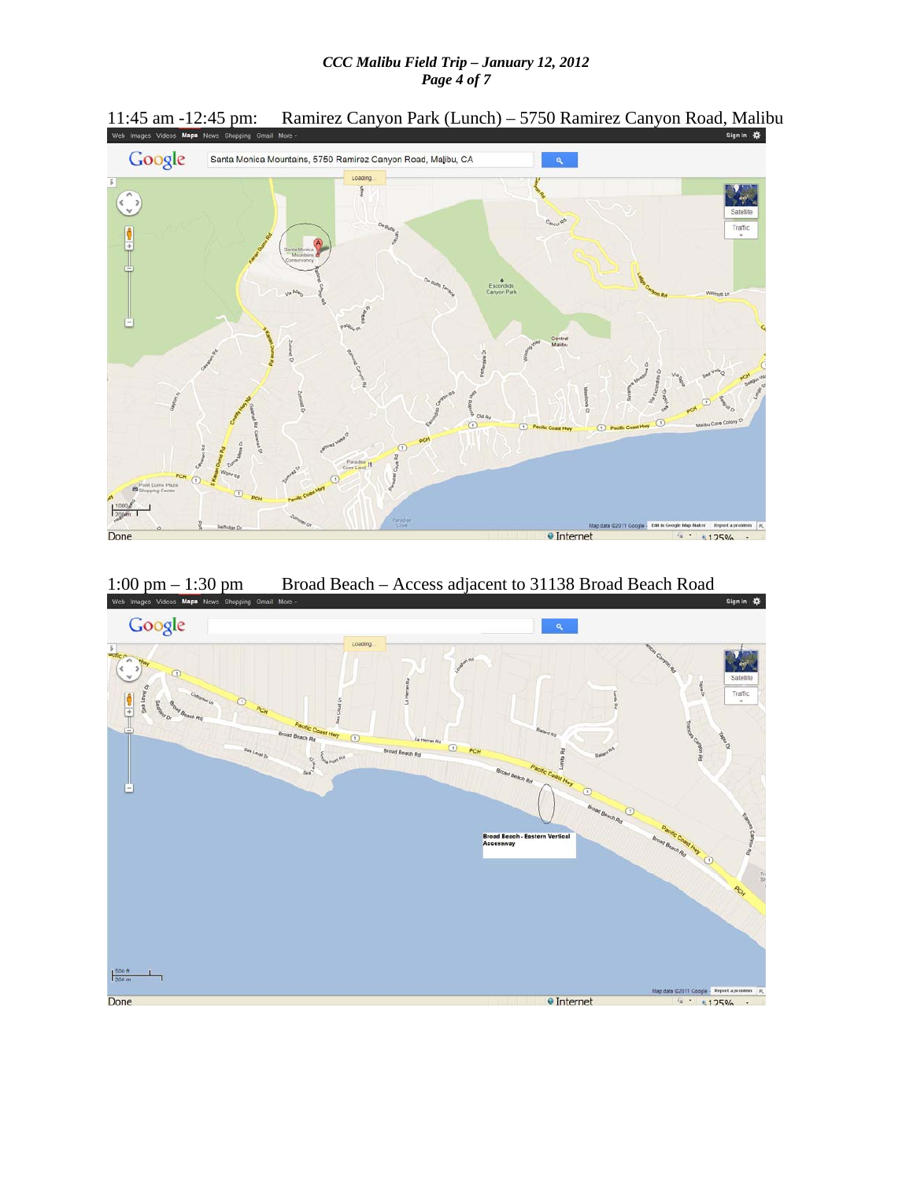11:45 am -12:45 pm: Ramirez Canyon Park (Lunch) – 5750 Ramirez Canyon Road, Malibu

1:00 pm – 1:30 pm Broad Beach – Access adjacent to 31138 Broad Beach Road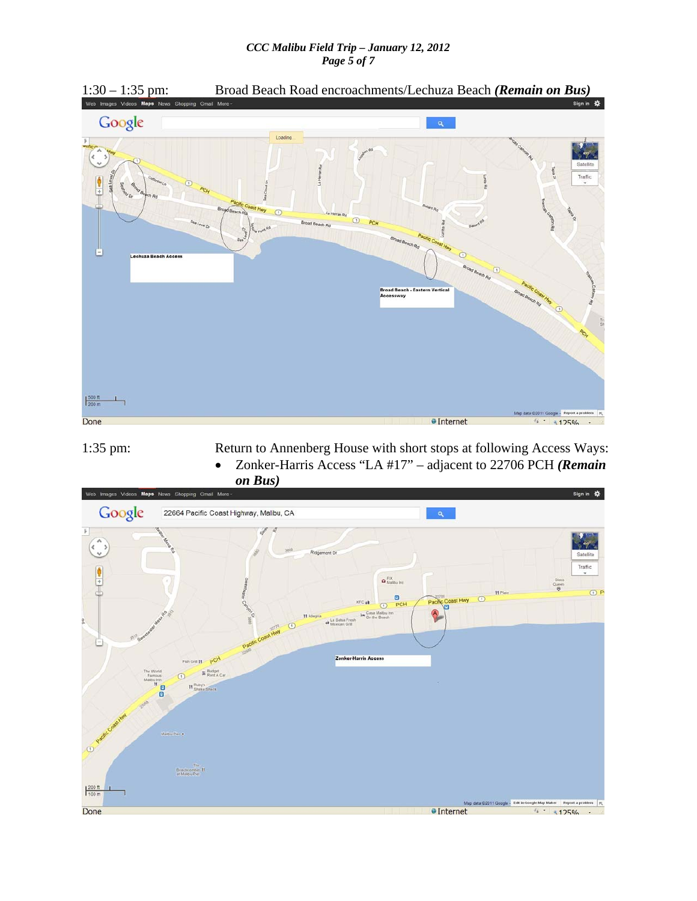1:30 – 1:35 pm: Broad Beach Road encroachments/Lechuza Beach ***(Remain on Bus)***

1:35 pm: Return to Annenberg House with short stops at following Access Ways:

- Zonker-Harris Access "LA #17" – adjacent to 22706 PCH ***(Remain on Bus)***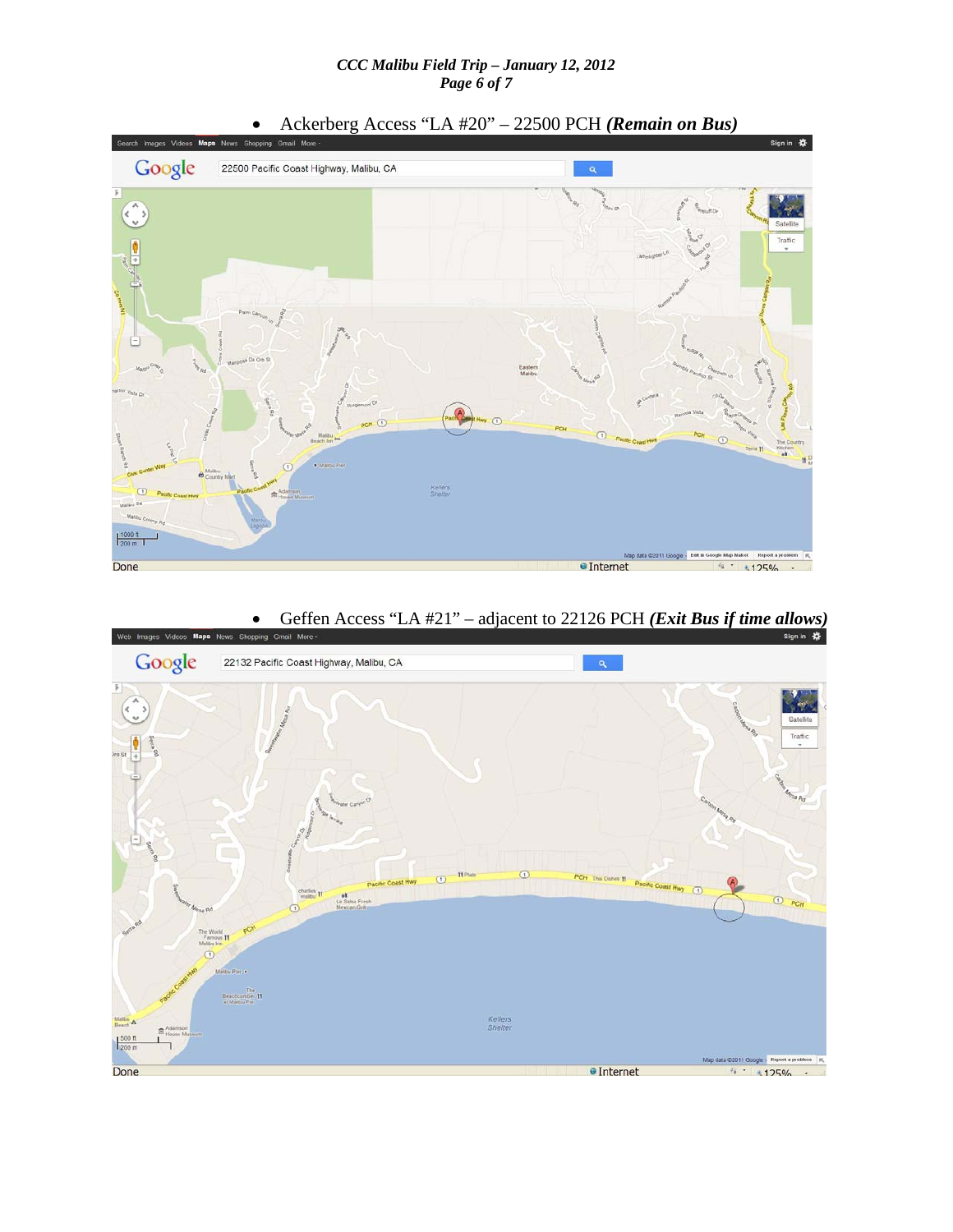- Ackerberg Access "LA #20" – 22500 PCH ***(Remain on Bus)***

- Geffen Access "LA #21" – adjacent to 22126 PCH ***(Exit Bus if time allows)***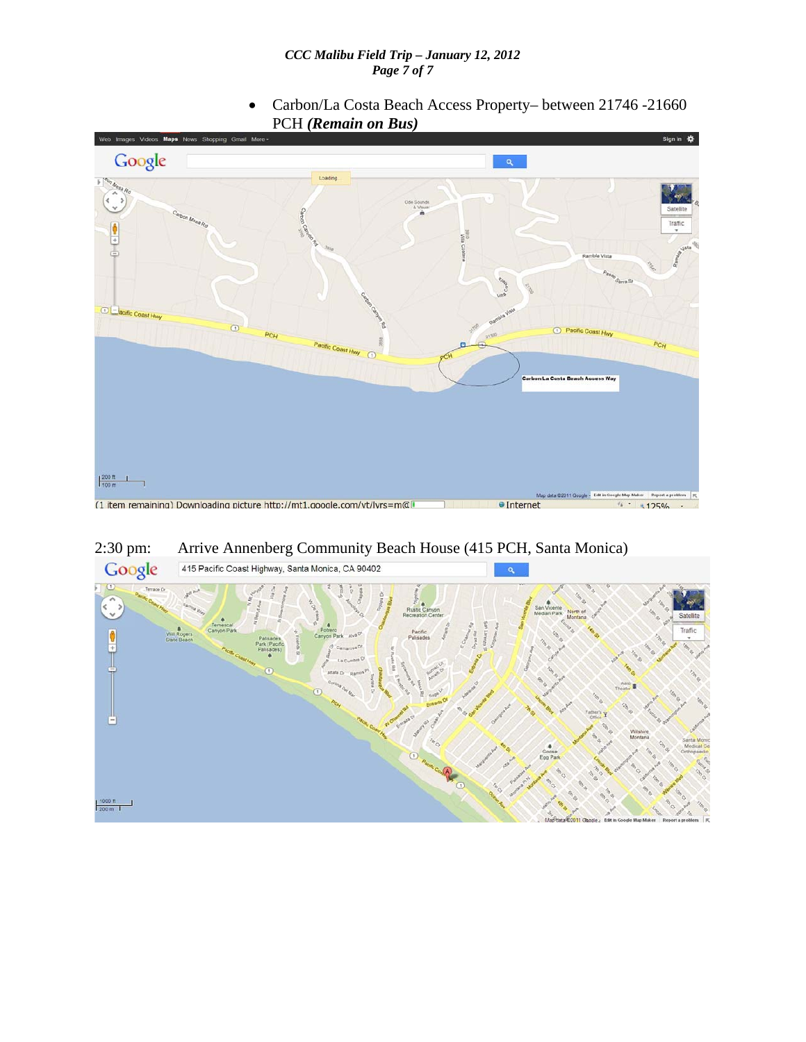- Carbon/La Costa Beach Access Property– between 21746 -21660 PCH ***(Remain on Bus)***

2:30 pm: Arrive Annenberg Community Beach House (415 PCH, Santa Monica)